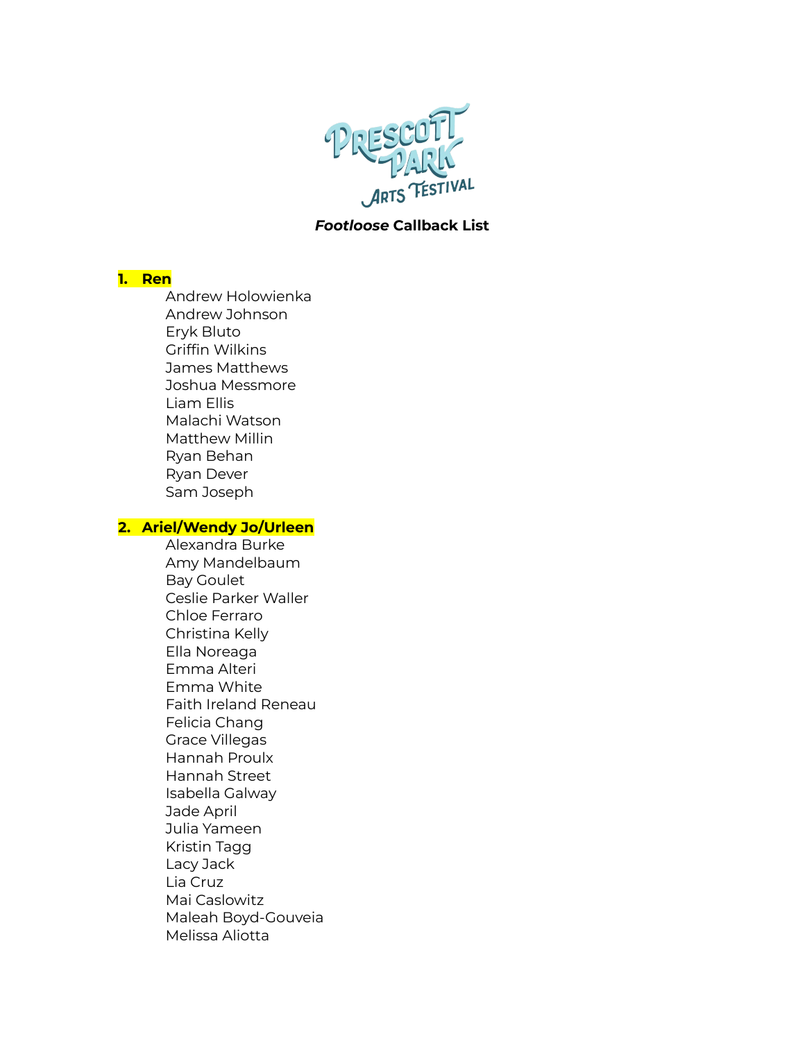# *Footloose* Callback List

1. **Ren**

   Andrew Holowienka
   Andrew Johnson
   Eryk Bluto
   Griffin Wilkins
   James Matthews
   Joshua Messmore
   Liam Ellis
   Malachi Watson
   Matthew Millin
   Ryan Behan
   Ryan Dever
   Sam Joseph

2. **Ariel/Wendy Jo/Urleen**

   Alexandra Burke
   Amy Mandelbaum
   Bay Goulet
   Ceslie Parker Waller
   Chloe Ferraro
   Christina Kelly
   Ella Noreaga
   Emma Alteri
   Emma White
   Faith Ireland Reneau
   Felicia Chang
   Grace Villegas
   Hannah Proulx
   Hannah Street
   Isabella Galway
   Jade April
   Julia Yameen
   Kristin Tagg
   Lacy Jack
   Lia Cruz
   Mai Caslowitz
   Maleah Boyd-Gouveia
   Melissa Aliotta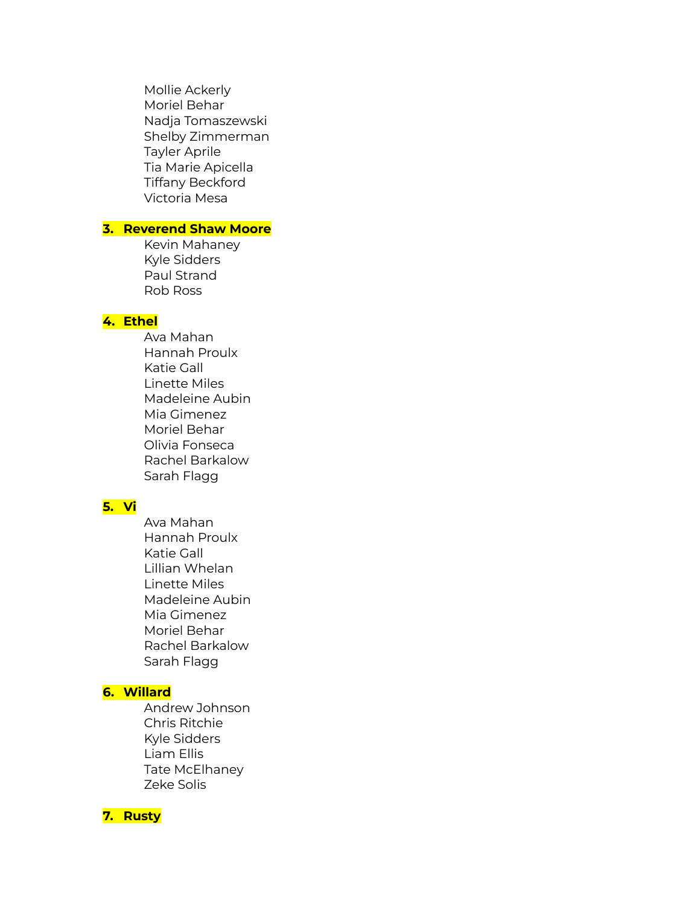Mollie Ackerly
Moriel Behar
Nadja Tomaszewski
Shelby Zimmerman
Tayler Aprile
Tia Marie Apicella
Tiffany Beckford
Victoria Mesa

3. **Reverend Shaw Moore**

Kevin Mahaney
Kyle Sidders
Paul Strand
Rob Ross

4. **Ethel**

Ava Mahan
Hannah Proulx
Katie Gall
Linette Miles
Madeleine Aubin
Mia Gimenez
Moriel Behar
Olivia Fonseca
Rachel Barkalow
Sarah Flagg

5. **Vi**

Ava Mahan
Hannah Proulx
Katie Gall
Lillian Whelan
Linette Miles
Madeleine Aubin
Mia Gimenez
Moriel Behar
Rachel Barkalow
Sarah Flagg

6. **Willard**

Andrew Johnson
Chris Ritchie
Kyle Sidders
Liam Ellis
Tate McElhaney
Zeke Solis

7. **Rusty**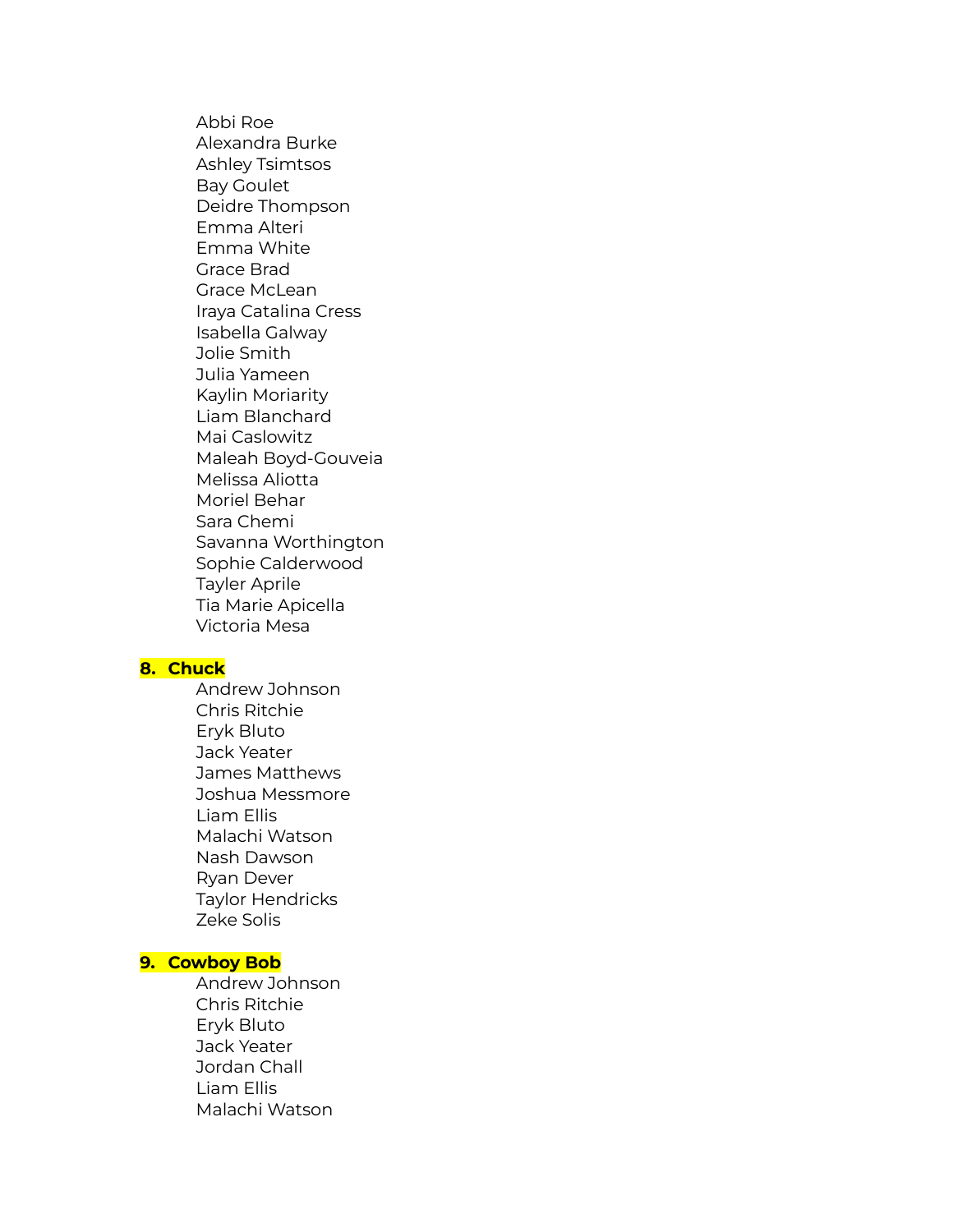- Abbi Roe
- Alexandra Burke
- Ashley Tsimtsos
- Bay Goulet
- Deidre Thompson
- Emma Alteri
- Emma White
- Grace Brad
- Grace McLean
- Iraya Catalina Cress
- Isabella Galway
- Jolie Smith
- Julia Yameen
- Kaylin Moriarity
- Liam Blanchard
- Mai Caslowitz
- Maleah Boyd-Gouveia
- Melissa Aliotta
- Moriel Behar
- Sara Chemi
- Savanna Worthington
- Sophie Calderwood
- Tayler Aprile
- Tia Marie Apicella
- Victoria Mesa

**8. Chuck**

- Andrew Johnson
- Chris Ritchie
- Eryk Bluto
- Jack Yeater
- James Matthews
- Joshua Messmore
- Liam Ellis
- Malachi Watson
- Nash Dawson
- Ryan Dever
- Taylor Hendricks
- Zeke Solis

**9. Cowboy Bob**

- Andrew Johnson
- Chris Ritchie
- Eryk Bluto
- Jack Yeater
- Jordan Chall
- Liam Ellis
- Malachi Watson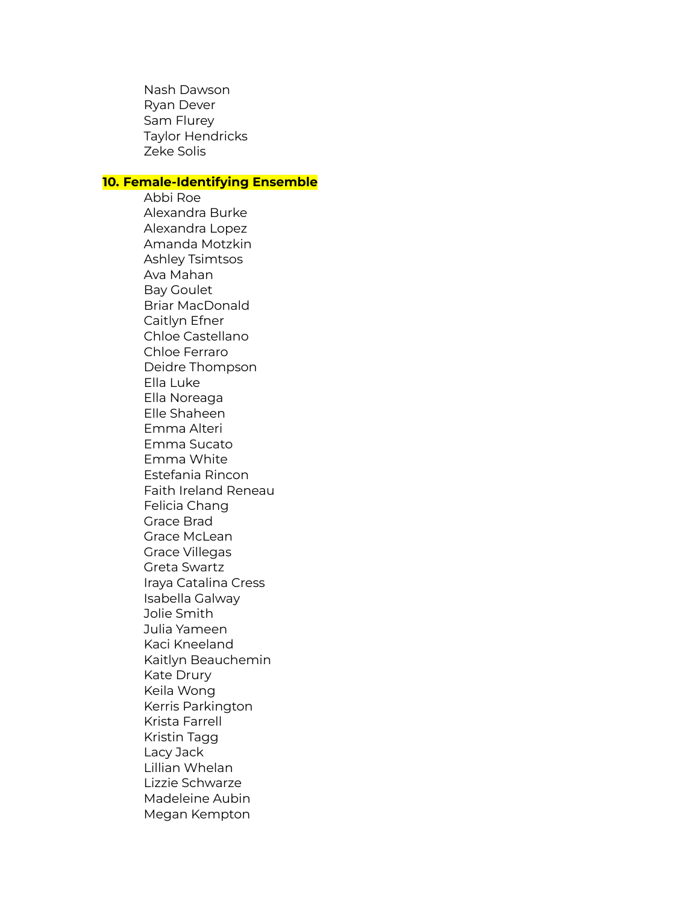Nash Dawson
Ryan Dever
Sam Flurey
Taylor Hendricks
Zeke Solis

**10. Female-Identifying Ensemble**

Abbi Roe
Alexandra Burke
Alexandra Lopez
Amanda Motzkin
Ashley Tsimtsos
Ava Mahan
Bay Goulet
Briar MacDonald
Caitlyn Efner
Chloe Castellano
Chloe Ferraro
Deidre Thompson
Ella Luke
Ella Noreaga
Elle Shaheen
Emma Alteri
Emma Sucato
Emma White
Estefania Rincon
Faith Ireland Reneau
Felicia Chang
Grace Brad
Grace McLean
Grace Villegas
Greta Swartz
Iraya Catalina Cress
Isabella Galway
Jolie Smith
Julia Yameen
Kaci Kneeland
Kaitlyn Beauchemin
Kate Drury
Keila Wong
Kerris Parkington
Krista Farrell
Kristin Tagg
Lacy Jack
Lillian Whelan
Lizzie Schwarze
Madeleine Aubin
Megan Kempton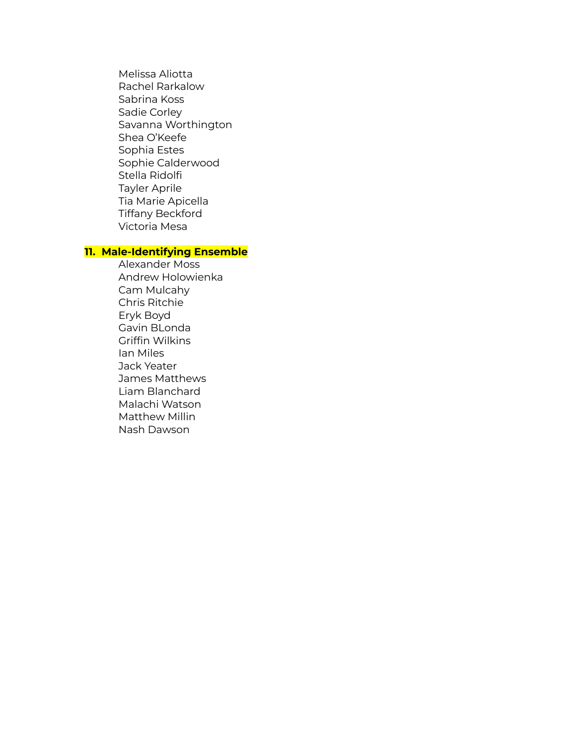Melissa Aliotta
Rachel Rarkalow
Sabrina Koss
Sadie Corley
Savanna Worthington
Shea O'Keefe
Sophia Estes
Sophie Calderwood
Stella Ridolfi
Tayler Aprile
Tia Marie Apicella
Tiffany Beckford
Victoria Mesa

**11. Male-Identifying Ensemble**

Alexander Moss
Andrew Holowienka
Cam Mulcahy
Chris Ritchie
Eryk Boyd
Gavin BLonda
Griffin Wilkins
Ian Miles
Jack Yeater
James Matthews
Liam Blanchard
Malachi Watson
Matthew Millin
Nash Dawson